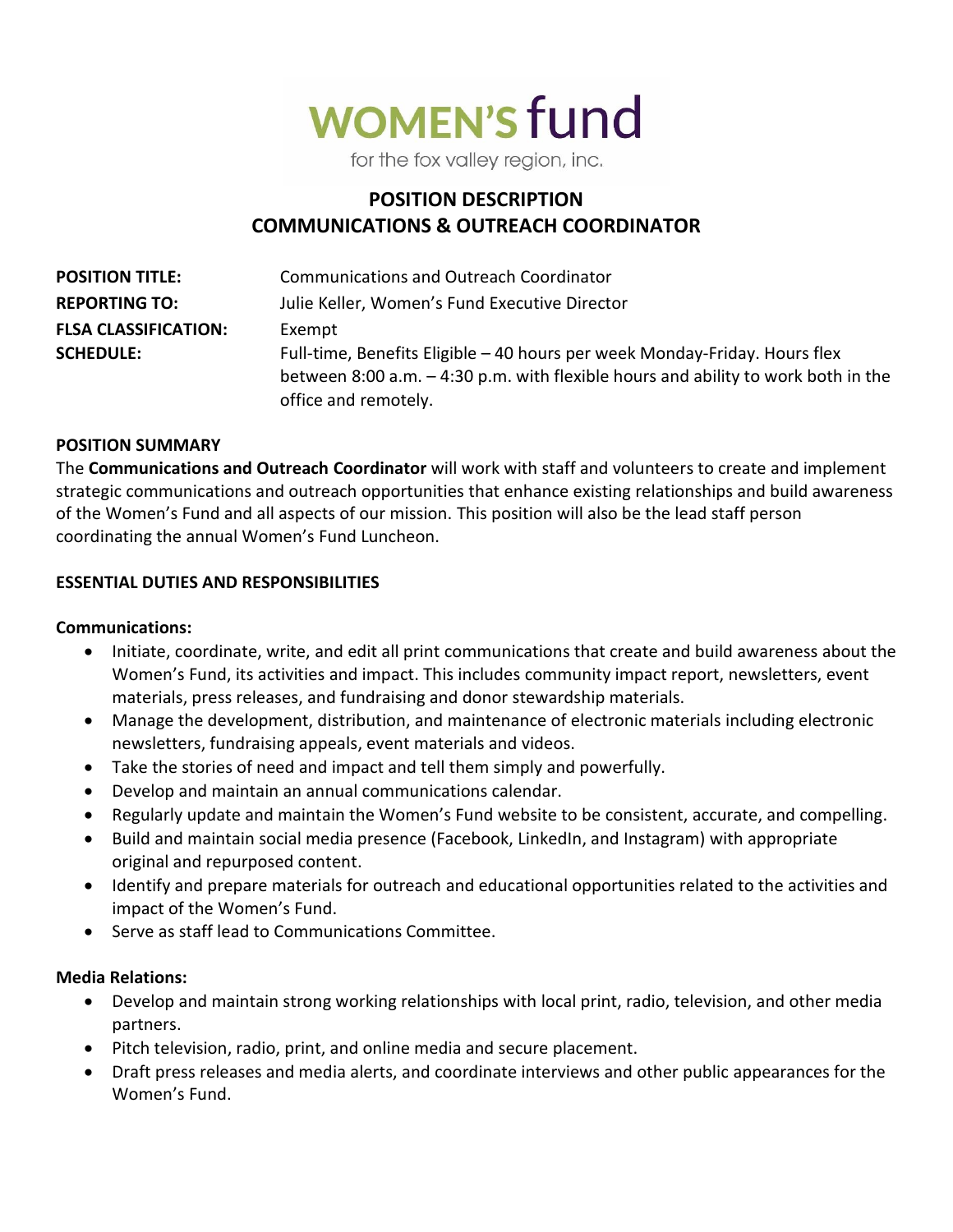WOMEN'S fund

for the fox valley region, inc.

# POSITION DESCRIPTION
# COMMUNICATIONS & OUTREACH COORDINATOR

| | |
|---|---|
| **POSITION TITLE:** | Communications and Outreach Coordinator |
| **REPORTING TO:** | Julie Keller, Women's Fund Executive Director |
| **FLSA CLASSIFICATION:** | Exempt |
| **SCHEDULE:** | Full-time, Benefits Eligible – 40 hours per week Monday-Friday. Hours flex between 8:00 a.m. – 4:30 p.m. with flexible hours and ability to work both in the office and remotely. |

## POSITION SUMMARY

The **Communications and Outreach Coordinator** will work with staff and volunteers to create and implement strategic communications and outreach opportunities that enhance existing relationships and build awareness of the Women's Fund and all aspects of our mission. This position will also be the lead staff person coordinating the annual Women's Fund Luncheon.

## ESSENTIAL DUTIES AND RESPONSIBILITIES

### Communications:

- Initiate, coordinate, write, and edit all print communications that create and build awareness about the Women's Fund, its activities and impact. This includes community impact report, newsletters, event materials, press releases, and fundraising and donor stewardship materials.
- Manage the development, distribution, and maintenance of electronic materials including electronic newsletters, fundraising appeals, event materials and videos.
- Take the stories of need and impact and tell them simply and powerfully.
- Develop and maintain an annual communications calendar.
- Regularly update and maintain the Women's Fund website to be consistent, accurate, and compelling.
- Build and maintain social media presence (Facebook, LinkedIn, and Instagram) with appropriate original and repurposed content.
- Identify and prepare materials for outreach and educational opportunities related to the activities and impact of the Women's Fund.
- Serve as staff lead to Communications Committee.

### Media Relations:

- Develop and maintain strong working relationships with local print, radio, television, and other media partners.
- Pitch television, radio, print, and online media and secure placement.
- Draft press releases and media alerts, and coordinate interviews and other public appearances for the Women's Fund.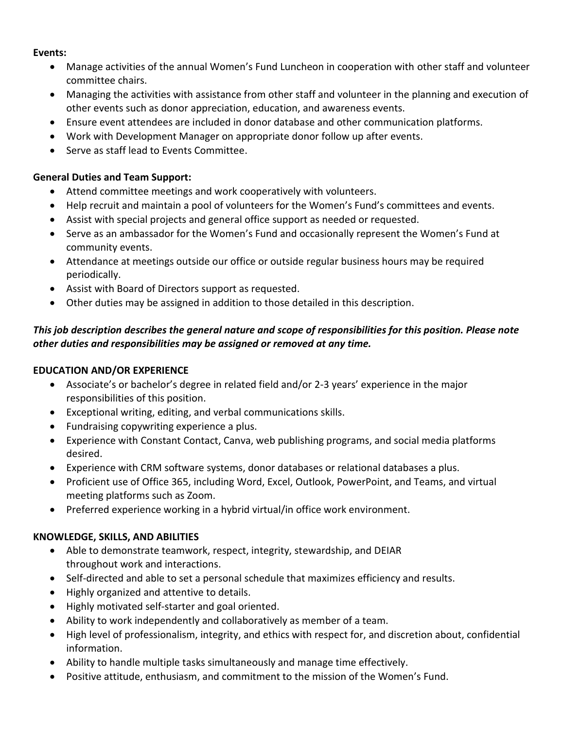**Events:**

- Manage activities of the annual Women's Fund Luncheon in cooperation with other staff and volunteer committee chairs.
- Managing the activities with assistance from other staff and volunteer in the planning and execution of other events such as donor appreciation, education, and awareness events.
- Ensure event attendees are included in donor database and other communication platforms.
- Work with Development Manager on appropriate donor follow up after events.
- Serve as staff lead to Events Committee.

**General Duties and Team Support:**

- Attend committee meetings and work cooperatively with volunteers.
- Help recruit and maintain a pool of volunteers for the Women's Fund's committees and events.
- Assist with special projects and general office support as needed or requested.
- Serve as an ambassador for the Women's Fund and occasionally represent the Women's Fund at community events.
- Attendance at meetings outside our office or outside regular business hours may be required periodically.
- Assist with Board of Directors support as requested.
- Other duties may be assigned in addition to those detailed in this description.

***This job description describes the general nature and scope of responsibilities for this position. Please note other duties and responsibilities may be assigned or removed at any time.***

**EDUCATION AND/OR EXPERIENCE**

- Associate's or bachelor's degree in related field and/or 2-3 years' experience in the major responsibilities of this position.
- Exceptional writing, editing, and verbal communications skills.
- Fundraising copywriting experience a plus.
- Experience with Constant Contact, Canva, web publishing programs, and social media platforms desired.
- Experience with CRM software systems, donor databases or relational databases a plus.
- Proficient use of Office 365, including Word, Excel, Outlook, PowerPoint, and Teams, and virtual meeting platforms such as Zoom.
- Preferred experience working in a hybrid virtual/in office work environment.

**KNOWLEDGE, SKILLS, AND ABILITIES**

- Able to demonstrate teamwork, respect, integrity, stewardship, and DEIAR throughout work and interactions.
- Self-directed and able to set a personal schedule that maximizes efficiency and results.
- Highly organized and attentive to details.
- Highly motivated self-starter and goal oriented.
- Ability to work independently and collaboratively as member of a team.
- High level of professionalism, integrity, and ethics with respect for, and discretion about, confidential information.
- Ability to handle multiple tasks simultaneously and manage time effectively.
- Positive attitude, enthusiasm, and commitment to the mission of the Women's Fund.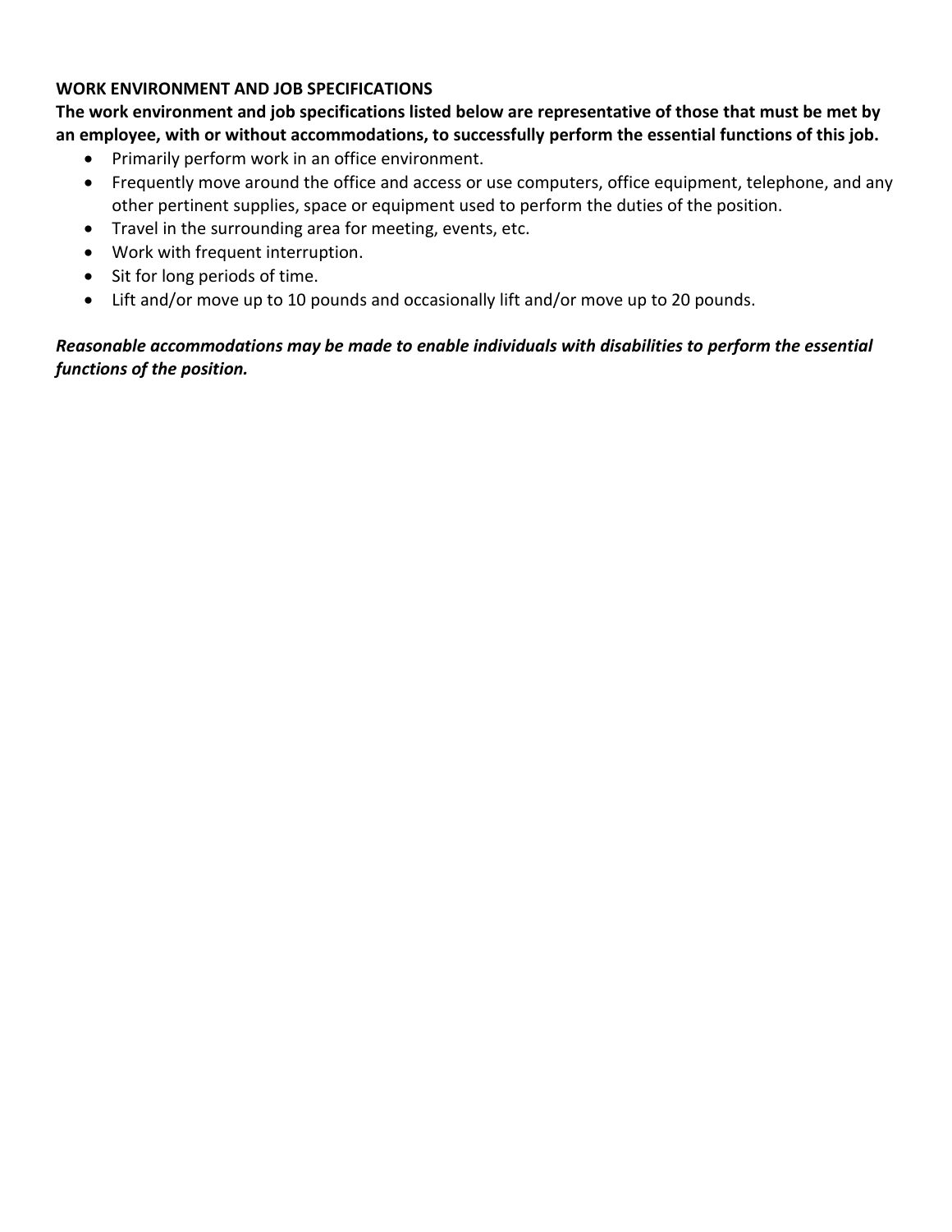**WORK ENVIRONMENT AND JOB SPECIFICATIONS**

**The work environment and job specifications listed below are representative of those that must be met by an employee, with or without accommodations, to successfully perform the essential functions of this job.**

- Primarily perform work in an office environment.
- Frequently move around the office and access or use computers, office equipment, telephone, and any other pertinent supplies, space or equipment used to perform the duties of the position.
- Travel in the surrounding area for meeting, events, etc.
- Work with frequent interruption.
- Sit for long periods of time.
- Lift and/or move up to 10 pounds and occasionally lift and/or move up to 20 pounds.

***Reasonable accommodations may be made to enable individuals with disabilities to perform the essential functions of the position.***